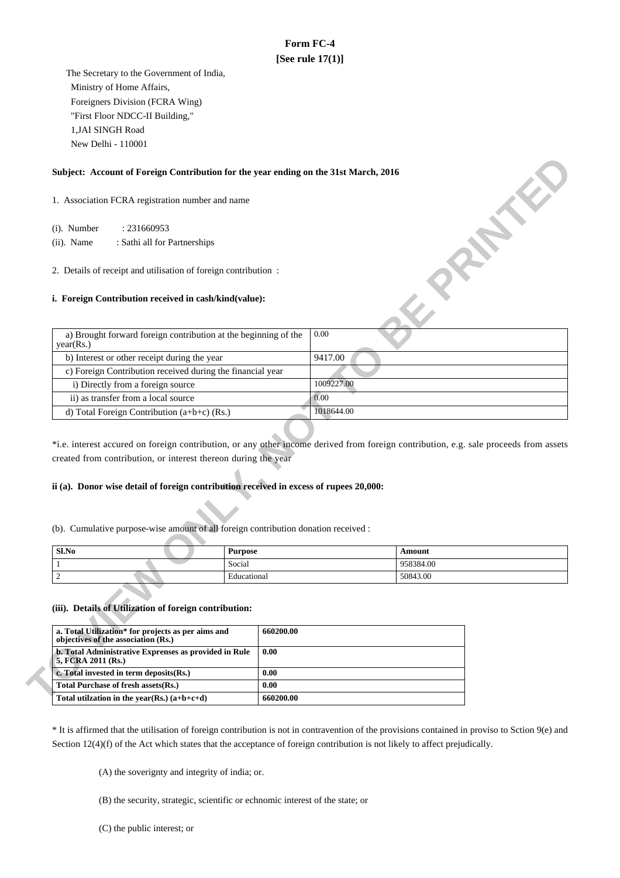# Form FC-4

**[See rule 17(1)]**

The Secretary to the Government of India,
Ministry of Home Affairs,
Foreigners Division (FCRA Wing)
"First Floor NDCC-II Building,"
1,JAI SINGH Road
New Delhi - 110001

**Subject: Account of Foreign Contribution for the year ending on the 31st March, 2016**

1. Association FCRA registration number and name

(i). Number : 231660953
(ii). Name : Sathi all for Partnerships

2. Details of receipt and utilisation of foreign contribution :

**i. Foreign Contribution received in cash/kind(value):**

| | |
|---|---|
| a) Brought forward foreign contribution at the beginning of the year(Rs.) | 0.00 |
| b) Interest or other receipt during the year | 9417.00 |
| c) Foreign Contribution received during the financial year | |
| i) Directly from a foreign source | 1009227.00 |
| ii) as transfer from a local source | 0.00 |
| d) Total Foreign Contribution (a+b+c) (Rs.) | 1018644.00 |

*i.e. interest accured on foreign contribution, or any other income derived from foreign contribution, e.g. sale proceeds from assets created from contribution, or interest thereon during the year

**ii (a). Donor wise detail of foreign contribution received in excess of rupees 20,000:**

(b). Cumulative purpose-wise amount of all foreign contribution donation received :

| Sl.No | Purpose | Amount |
|---|---|---|
| 1 | Social | 958384.00 |
| 2 | Educational | 50843.00 |

**(iii). Details of Utilization of foreign contribution:**

| | |
|---|---|
| **a. Total Utilization* for projects as per aims and objectives of the association (Rs.)** | **660200.00** |
| **b. Total Administrative Exprenses as provided in Rule 5, FCRA 2011 (Rs.)** | **0.00** |
| **c. Total invested in term deposits(Rs.)** | **0.00** |
| **Total Purchase of fresh assets(Rs.)** | **0.00** |
| **Total utilzation in the year(Rs.) (a+b+c+d)** | **660200.00** |

* It is affirmed that the utilisation of foreign contribution is not in contravention of the provisions contained in proviso to Sction 9(e) and Section 12(4)(f) of the Act which states that the acceptance of foreign contribution is not likely to affect prejudically.

(A) the soverignty and integrity of india; or.

(B) the security, strategic, scientific or echnomic interest of the state; or

(C) the public interest; or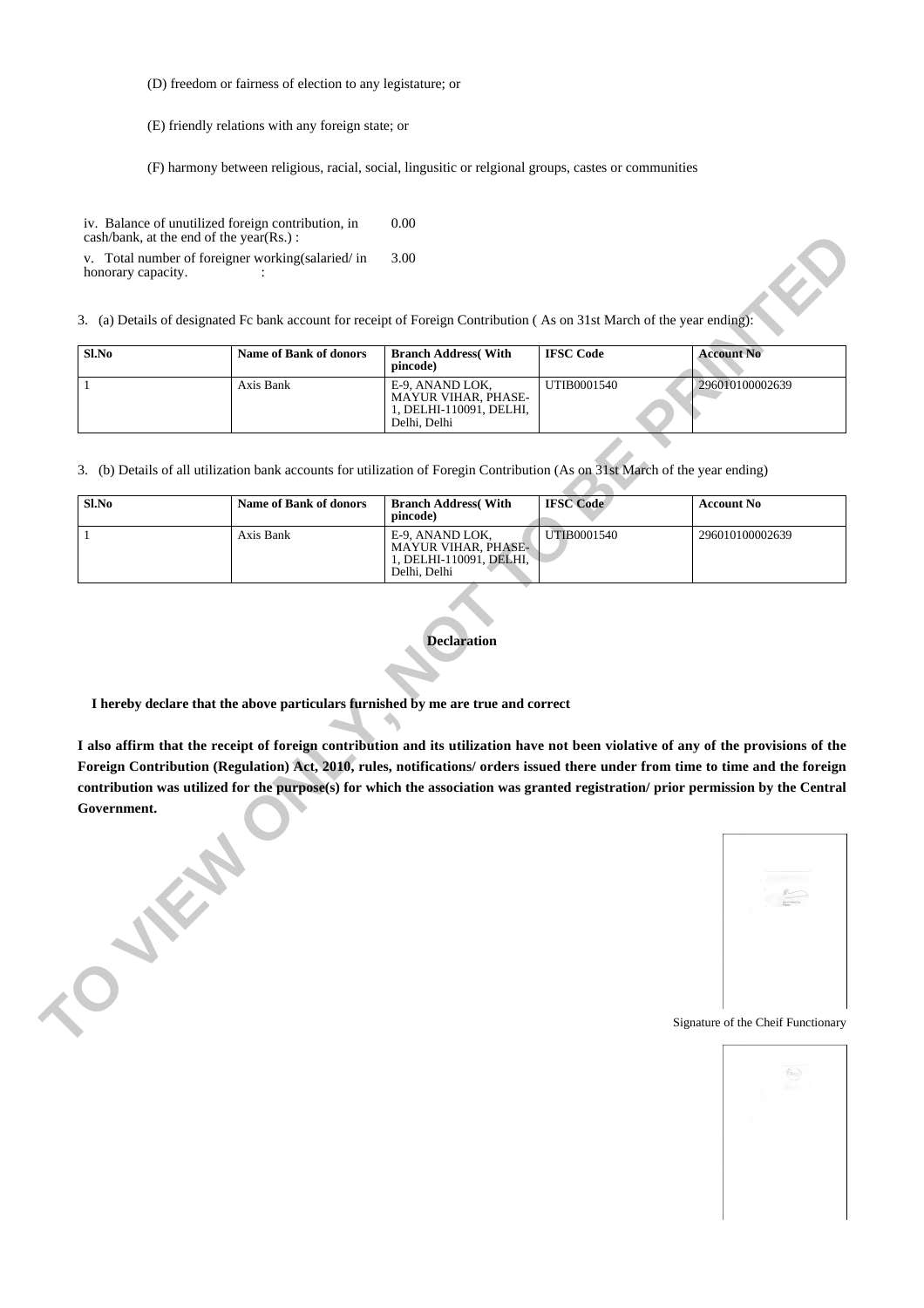(D) freedom or fairness of election to any legistature; or

(E) friendly relations with any foreign state; or

(F) harmony between religious, racial, social, lingusitic or relgional groups, castes or communities

| | |
|---|---|
| iv. Balance of unutilized foreign contribution, in cash/bank, at the end of the year(Rs.) : | 0.00 |
| v. Total number of foreigner working(salaried/ in honorary capacity. : | 3.00 |

3. (a) Details of designated Fc bank account for receipt of Foreign Contribution ( As on 31st March of the year ending):

| Sl.No | Name of Bank of donors | Branch Address( With pincode) | IFSC Code | Account No |
|---|---|---|---|---|
| 1 | Axis Bank | E-9, ANAND LOK, MAYUR VIHAR, PHASE-1, DELHI-110091, DELHI, Delhi, Delhi | UTIB0001540 | 296010100002639 |

3. (b) Details of all utilization bank accounts for utilization of Foregin Contribution (As on 31st March of the year ending)

| Sl.No | Name of Bank of donors | Branch Address( With pincode) | IFSC Code | Account No |
|---|---|---|---|---|
| 1 | Axis Bank | E-9, ANAND LOK, MAYUR VIHAR, PHASE-1, DELHI-110091, DELHI, Delhi, Delhi | UTIB0001540 | 296010100002639 |

**Declaration**

**I hereby declare that the above particulars furnished by me are true and correct**

**I also affirm that the receipt of foreign contribution and its utilization have not been violative of any of the provisions of the Foreign Contribution (Regulation) Act, 2010, rules, notifications/ orders issued there under from time to time and the foreign contribution was utilized for the purpose(s) for which the association was granted registration/ prior permission by the Central Government.**

Signature of the Cheif Functionary